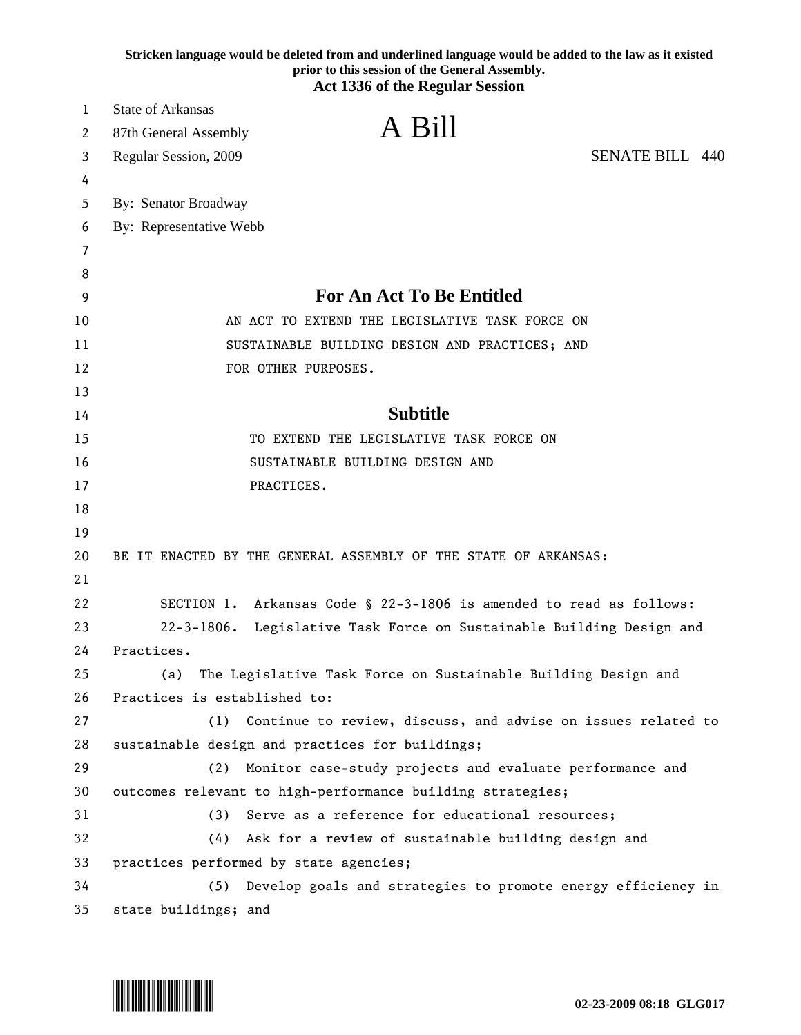Stricken language would be deleted from and underlined language would be added to the law as it existed prior to this session of the General Assembly.

**Act 1336 of the Regular Session**

State of Arkansas
87th General Assembly
Regular Session, 2009

# A Bill

SENATE BILL 440

By: Senator Broadway
By: Representative Webb

## For An Act To Be Entitled

AN ACT TO EXTEND THE LEGISLATIVE TASK FORCE ON SUSTAINABLE BUILDING DESIGN AND PRACTICES; AND FOR OTHER PURPOSES.

## Subtitle

TO EXTEND THE LEGISLATIVE TASK FORCE ON SUSTAINABLE BUILDING DESIGN AND PRACTICES.

BE IT ENACTED BY THE GENERAL ASSEMBLY OF THE STATE OF ARKANSAS:

SECTION 1. Arkansas Code § 22-3-1806 is amended to read as follows:

22-3-1806. Legislative Task Force on Sustainable Building Design and Practices.

(a) The Legislative Task Force on Sustainable Building Design and Practices is established to:

(1) Continue to review, discuss, and advise on issues related to sustainable design and practices for buildings;

(2) Monitor case-study projects and evaluate performance and outcomes relevant to high-performance building strategies;

(3) Serve as a reference for educational resources;

(4) Ask for a review of sustainable building design and practices performed by state agencies;

(5) Develop goals and strategies to promote energy efficiency in state buildings; and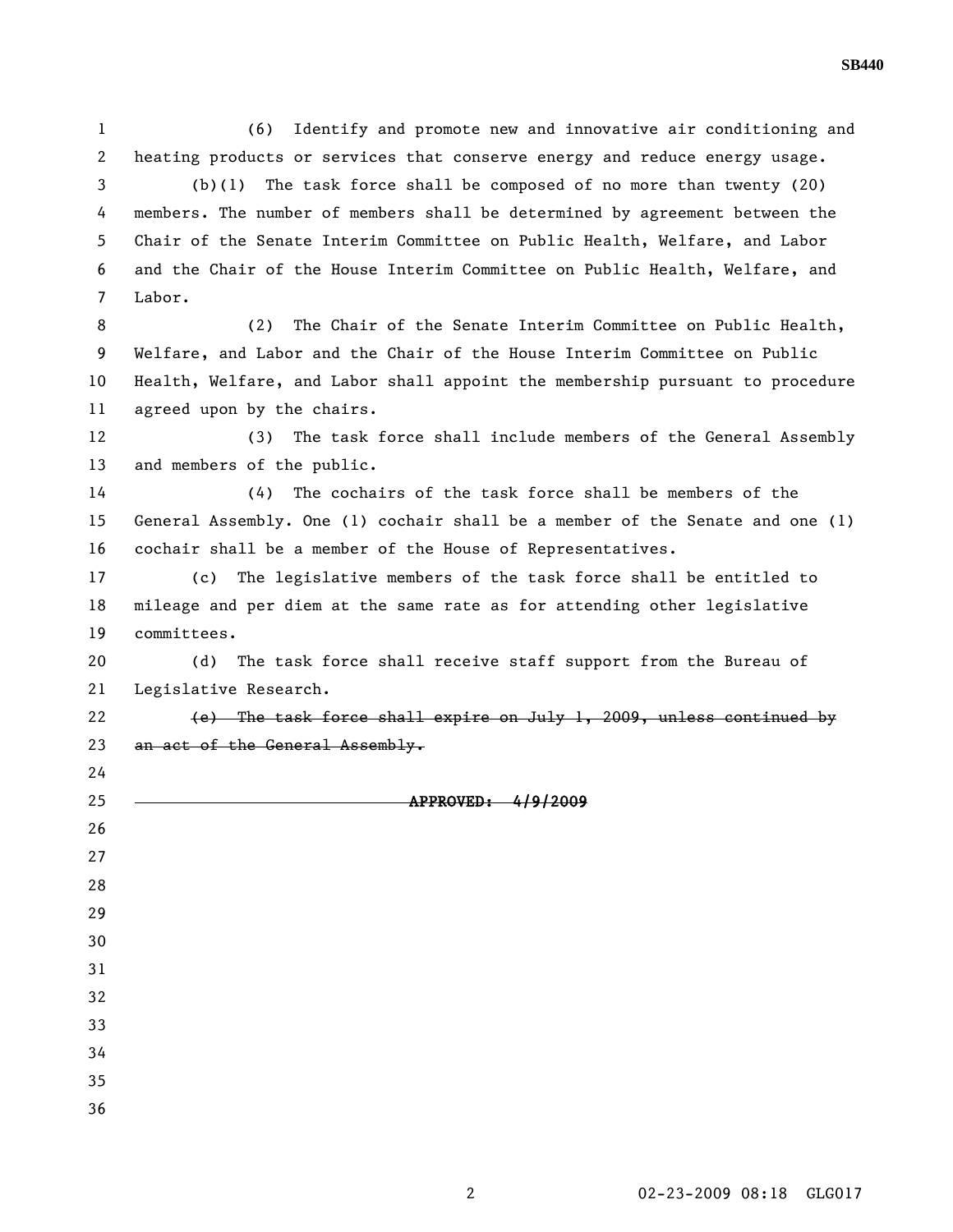(6) Identify and promote new and innovative air conditioning and heating products or services that conserve energy and reduce energy usage.

(b)(1) The task force shall be composed of no more than twenty (20) members. The number of members shall be determined by agreement between the Chair of the Senate Interim Committee on Public Health, Welfare, and Labor and the Chair of the House Interim Committee on Public Health, Welfare, and Labor.

(2) The Chair of the Senate Interim Committee on Public Health, Welfare, and Labor and the Chair of the House Interim Committee on Public Health, Welfare, and Labor shall appoint the membership pursuant to procedure agreed upon by the chairs.

(3) The task force shall include members of the General Assembly and members of the public.

(4) The cochairs of the task force shall be members of the General Assembly. One (1) cochair shall be a member of the Senate and one (1) cochair shall be a member of the House of Representatives.

(c) The legislative members of the task force shall be entitled to mileage and per diem at the same rate as for attending other legislative committees.

(d) The task force shall receive staff support from the Bureau of Legislative Research.

~~(e) The task force shall expire on July 1, 2009, unless continued by an act of the General Assembly.~~

~~**APPROVED: 4/9/2009**~~